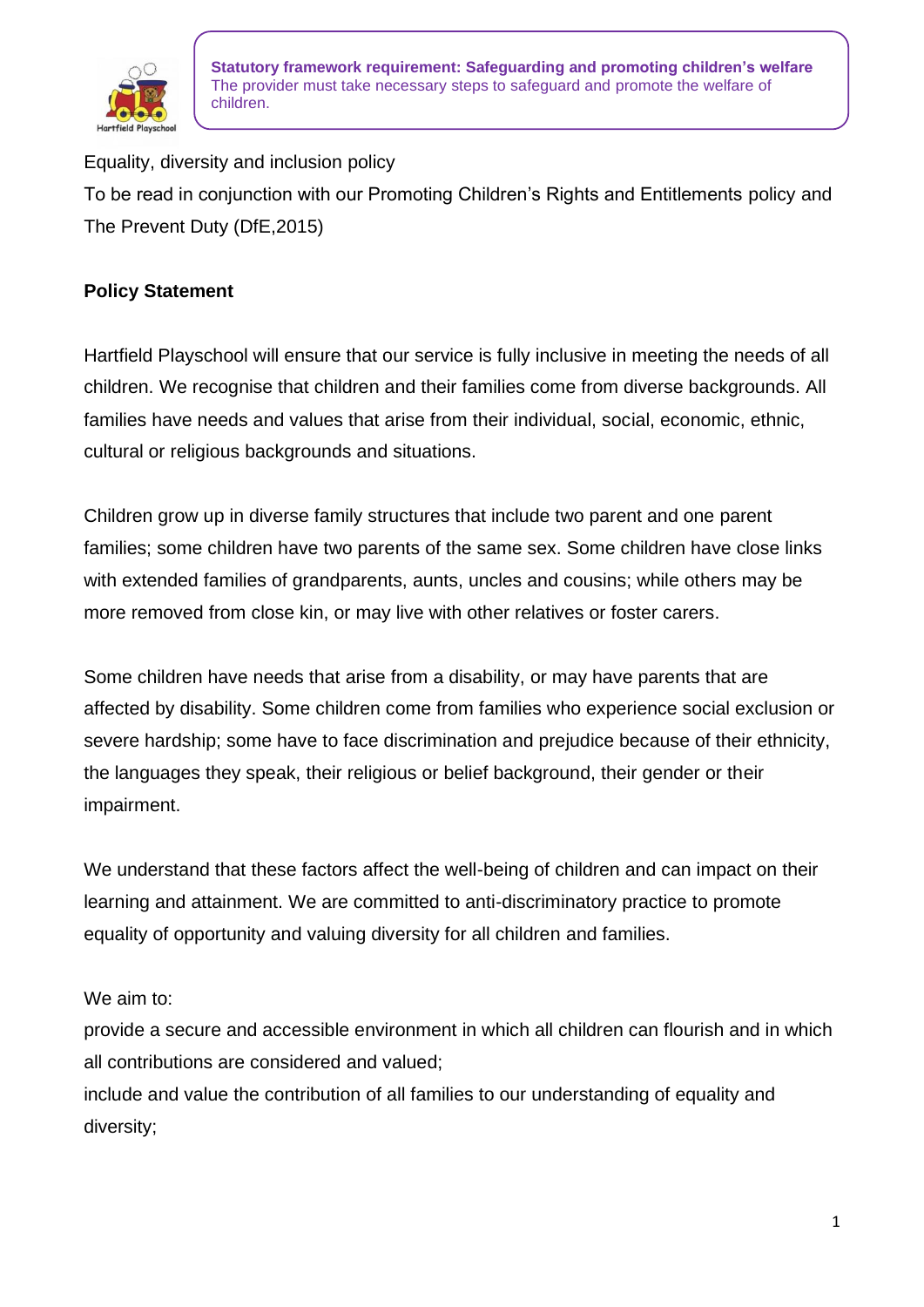**Statutory framework requirement: Safeguarding and promoting children's welfare**
The provider must take necessary steps to safeguard and promote the welfare of children.

Equality, diversity and inclusion policy

To be read in conjunction with our Promoting Children's Rights and Entitlements policy and The Prevent Duty (DfE,2015)

**Policy Statement**

Hartfield Playschool will ensure that our service is fully inclusive in meeting the needs of all children. We recognise that children and their families come from diverse backgrounds. All families have needs and values that arise from their individual, social, economic, ethnic, cultural or religious backgrounds and situations.

Children grow up in diverse family structures that include two parent and one parent families; some children have two parents of the same sex. Some children have close links with extended families of grandparents, aunts, uncles and cousins; while others may be more removed from close kin, or may live with other relatives or foster carers.

Some children have needs that arise from a disability, or may have parents that are affected by disability. Some children come from families who experience social exclusion or severe hardship; some have to face discrimination and prejudice because of their ethnicity, the languages they speak, their religious or belief background, their gender or their impairment.

We understand that these factors affect the well-being of children and can impact on their learning and attainment. We are committed to anti-discriminatory practice to promote equality of opportunity and valuing diversity for all children and families.

We aim to:

provide a secure and accessible environment in which all children can flourish and in which all contributions are considered and valued;

include and value the contribution of all families to our understanding of equality and diversity;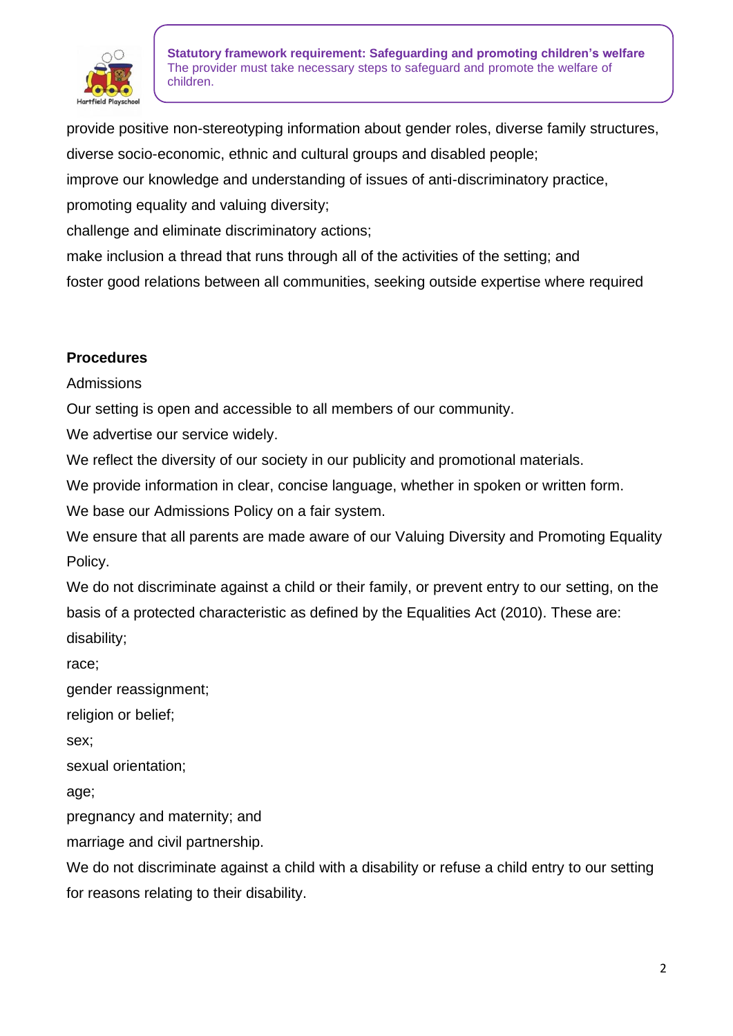provide positive non-stereotyping information about gender roles, diverse family structures, diverse socio-economic, ethnic and cultural groups and disabled people;

improve our knowledge and understanding of issues of anti-discriminatory practice, promoting equality and valuing diversity;

challenge and eliminate discriminatory actions;

make inclusion a thread that runs through all of the activities of the setting; and

foster good relations between all communities, seeking outside expertise where required

**Procedures**

Admissions

Our setting is open and accessible to all members of our community.

We advertise our service widely.

We reflect the diversity of our society in our publicity and promotional materials.

We provide information in clear, concise language, whether in spoken or written form.

We base our Admissions Policy on a fair system.

We ensure that all parents are made aware of our Valuing Diversity and Promoting Equality Policy.

We do not discriminate against a child or their family, or prevent entry to our setting, on the basis of a protected characteristic as defined by the Equalities Act (2010). These are:

disability;

race;

gender reassignment;

religion or belief;

sex;

sexual orientation;

age;

pregnancy and maternity; and

marriage and civil partnership.

We do not discriminate against a child with a disability or refuse a child entry to our setting for reasons relating to their disability.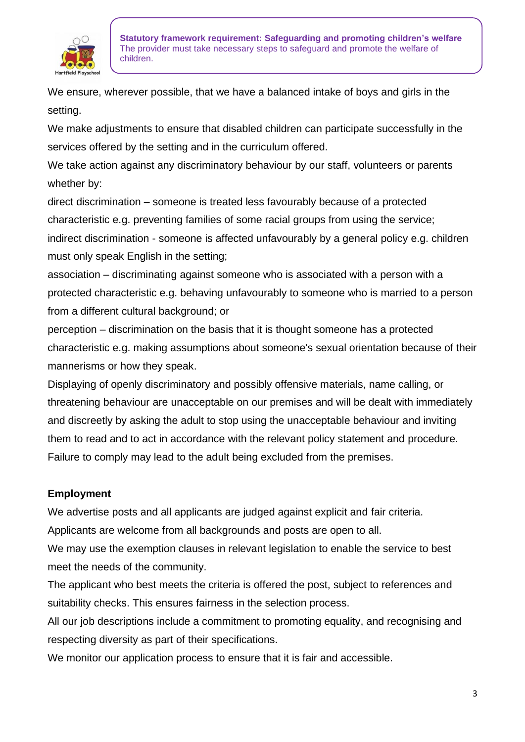We ensure, wherever possible, that we have a balanced intake of boys and girls in the setting.

We make adjustments to ensure that disabled children can participate successfully in the services offered by the setting and in the curriculum offered.

We take action against any discriminatory behaviour by our staff, volunteers or parents whether by:

direct discrimination – someone is treated less favourably because of a protected characteristic e.g. preventing families of some racial groups from using the service;

indirect discrimination - someone is affected unfavourably by a general policy e.g. children must only speak English in the setting;

association – discriminating against someone who is associated with a person with a protected characteristic e.g. behaving unfavourably to someone who is married to a person from a different cultural background; or

perception – discrimination on the basis that it is thought someone has a protected characteristic e.g. making assumptions about someone's sexual orientation because of their mannerisms or how they speak.

Displaying of openly discriminatory and possibly offensive materials, name calling, or threatening behaviour are unacceptable on our premises and will be dealt with immediately and discreetly by asking the adult to stop using the unacceptable behaviour and inviting them to read and to act in accordance with the relevant policy statement and procedure. Failure to comply may lead to the adult being excluded from the premises.

**Employment**

We advertise posts and all applicants are judged against explicit and fair criteria.

Applicants are welcome from all backgrounds and posts are open to all.

We may use the exemption clauses in relevant legislation to enable the service to best meet the needs of the community.

The applicant who best meets the criteria is offered the post, subject to references and suitability checks. This ensures fairness in the selection process.

All our job descriptions include a commitment to promoting equality, and recognising and respecting diversity as part of their specifications.

We monitor our application process to ensure that it is fair and accessible.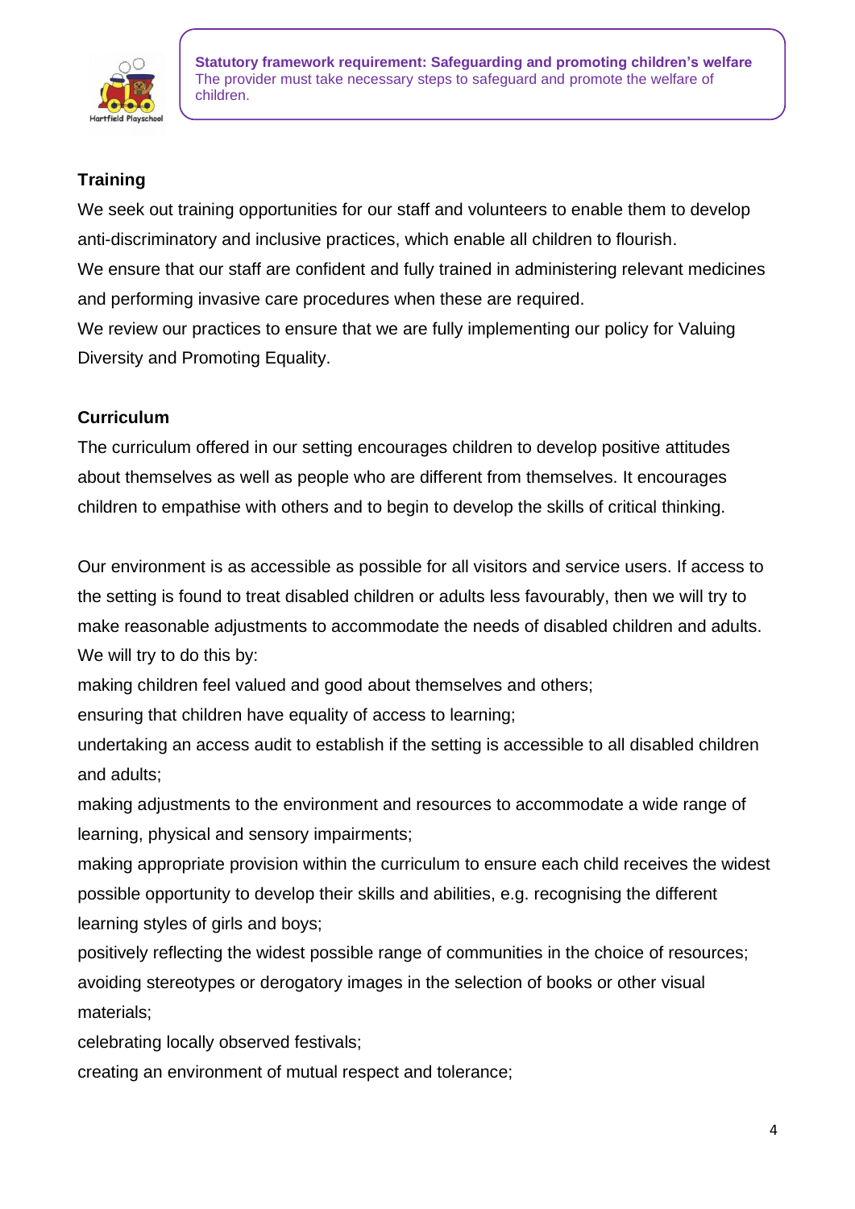**Statutory framework requirement: Safeguarding and promoting children's welfare**
The provider must take necessary steps to safeguard and promote the welfare of children.

### Training

We seek out training opportunities for our staff and volunteers to enable them to develop anti-discriminatory and inclusive practices, which enable all children to flourish.

We ensure that our staff are confident and fully trained in administering relevant medicines and performing invasive care procedures when these are required.

We review our practices to ensure that we are fully implementing our policy for Valuing Diversity and Promoting Equality.

### Curriculum

The curriculum offered in our setting encourages children to develop positive attitudes about themselves as well as people who are different from themselves. It encourages children to empathise with others and to begin to develop the skills of critical thinking.

Our environment is as accessible as possible for all visitors and service users. If access to the setting is found to treat disabled children or adults less favourably, then we will try to make reasonable adjustments to accommodate the needs of disabled children and adults. We will try to do this by:

making children feel valued and good about themselves and others;

ensuring that children have equality of access to learning;

undertaking an access audit to establish if the setting is accessible to all disabled children and adults;

making adjustments to the environment and resources to accommodate a wide range of learning, physical and sensory impairments;

making appropriate provision within the curriculum to ensure each child receives the widest possible opportunity to develop their skills and abilities, e.g. recognising the different learning styles of girls and boys;

positively reflecting the widest possible range of communities in the choice of resources;

avoiding stereotypes or derogatory images in the selection of books or other visual materials;

celebrating locally observed festivals;

creating an environment of mutual respect and tolerance;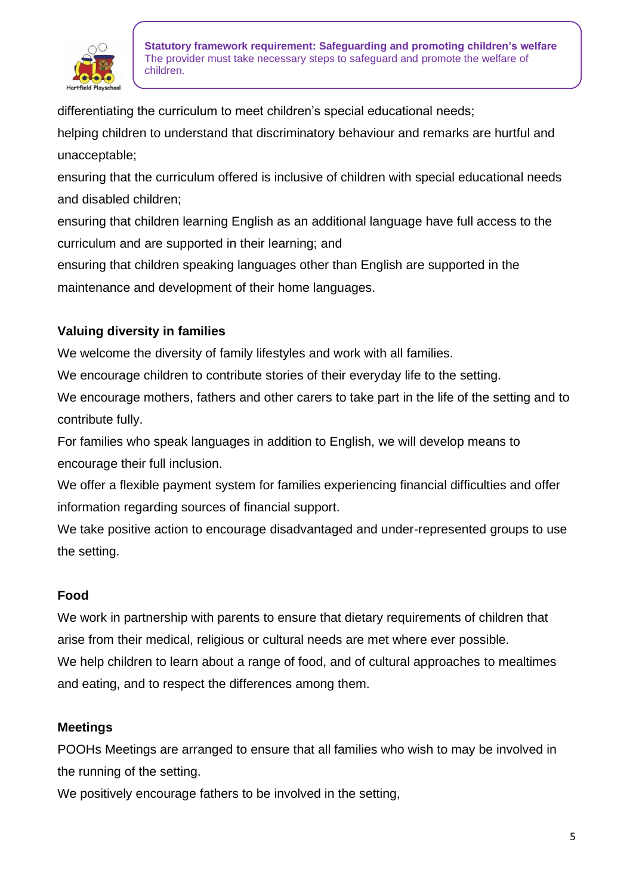**Statutory framework requirement: Safeguarding and promoting children's welfare**
The provider must take necessary steps to safeguard and promote the welfare of children.

differentiating the curriculum to meet children's special educational needs;
helping children to understand that discriminatory behaviour and remarks are hurtful and unacceptable;
ensuring that the curriculum offered is inclusive of children with special educational needs and disabled children;
ensuring that children learning English as an additional language have full access to the curriculum and are supported in their learning; and
ensuring that children speaking languages other than English are supported in the maintenance and development of their home languages.

**Valuing diversity in families**

We welcome the diversity of family lifestyles and work with all families.
We encourage children to contribute stories of their everyday life to the setting.
We encourage mothers, fathers and other carers to take part in the life of the setting and to contribute fully.
For families who speak languages in addition to English, we will develop means to encourage their full inclusion.
We offer a flexible payment system for families experiencing financial difficulties and offer information regarding sources of financial support.
We take positive action to encourage disadvantaged and under-represented groups to use the setting.

**Food**

We work in partnership with parents to ensure that dietary requirements of children that arise from their medical, religious or cultural needs are met where ever possible.
We help children to learn about a range of food, and of cultural approaches to mealtimes and eating, and to respect the differences among them.

**Meetings**

POOHs Meetings are arranged to ensure that all families who wish to may be involved in the running of the setting.
We positively encourage fathers to be involved in the setting,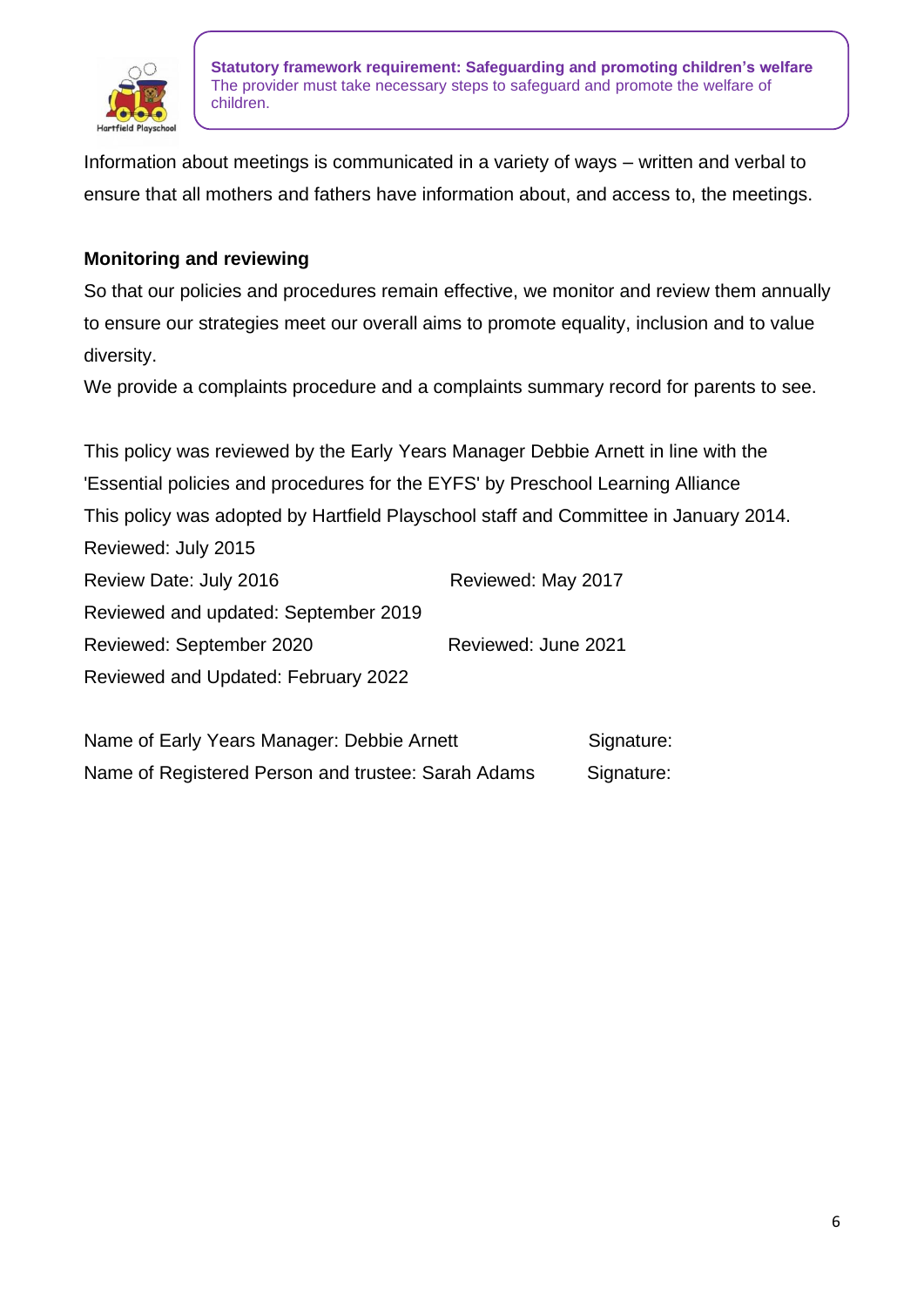**Statutory framework requirement: Safeguarding and promoting children's welfare**
The provider must take necessary steps to safeguard and promote the welfare of children.

Information about meetings is communicated in a variety of ways – written and verbal to ensure that all mothers and fathers have information about, and access to, the meetings.

**Monitoring and reviewing**

So that our policies and procedures remain effective, we monitor and review them annually to ensure our strategies meet our overall aims to promote equality, inclusion and to value diversity.

We provide a complaints procedure and a complaints summary record for parents to see.

This policy was reviewed by the Early Years Manager Debbie Arnett in line with the 'Essential policies and procedures for the EYFS' by Preschool Learning Alliance

This policy was adopted by Hartfield Playschool staff and Committee in January 2014.

Reviewed: July 2015

Review Date: July 2016 Reviewed: May 2017

Reviewed and updated: September 2019

Reviewed: September 2020 Reviewed: June 2021

Reviewed and Updated: February 2022

Name of Early Years Manager: Debbie Arnett Signature:

Name of Registered Person and trustee: Sarah Adams Signature: